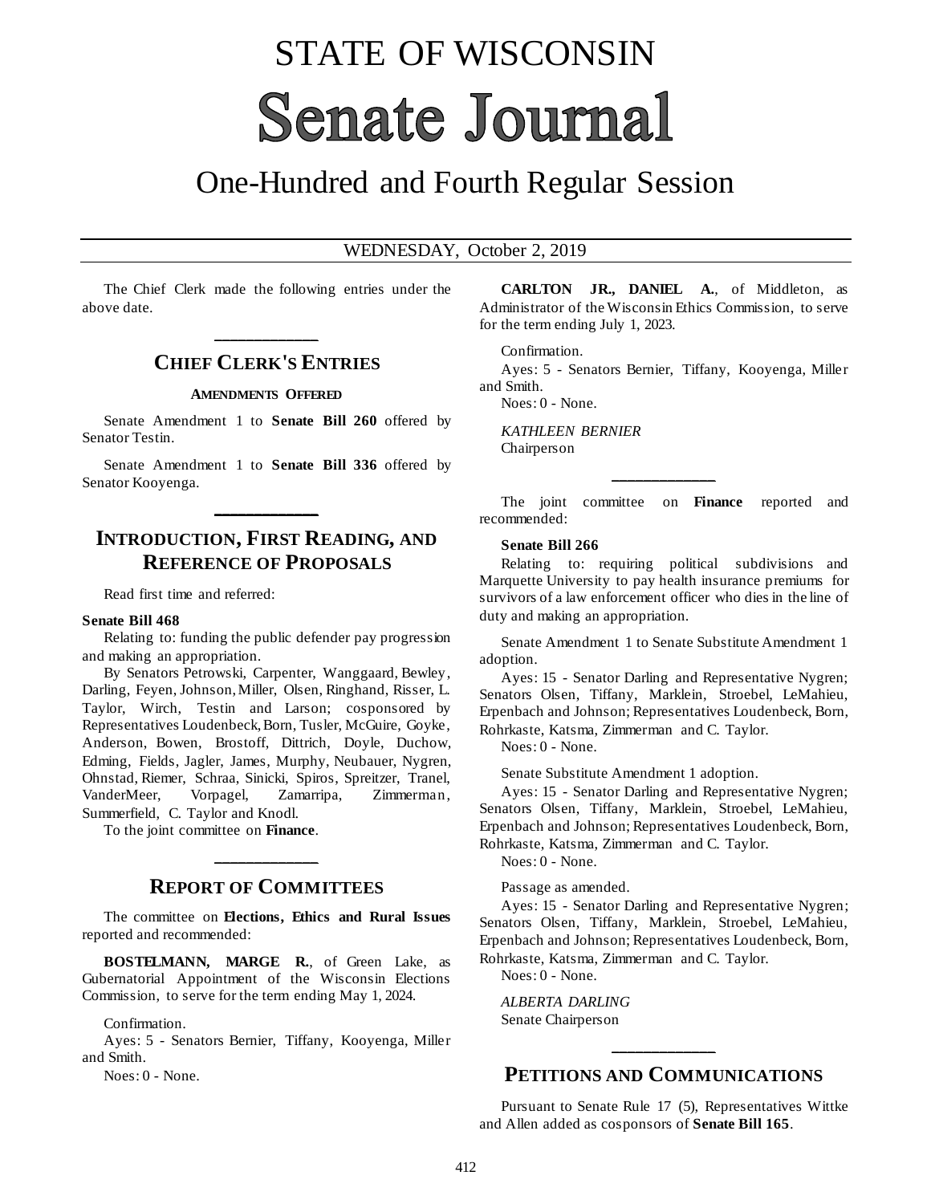# STATE OF WISCONSIN

# Senate Journal

## One-Hundred and Fourth Regular Session

WEDNESDAY, October 2, 2019

The Chief Clerk made the following entries under the above date.

## CHIEF CLERK'S ENTRIES

### AMENDMENTS OFFERED

Senate Amendment 1 to **Senate Bill 260** offered by Senator Testin.

Senate Amendment 1 to **Senate Bill 336** offered by Senator Kooyenga.

## INTRODUCTION, FIRST READING, AND REFERENCE OF PROPOSALS

Read first time and referred:

**Senate Bill 468**

Relating to: funding the public defender pay progression and making an appropriation.

By Senators Petrowski, Carpenter, Wanggaard, Bewley, Darling, Feyen, Johnson, Miller, Olsen, Ringhand, Risser, L. Taylor, Wirch, Testin and Larson; cosponsored by Representatives Loudenbeck, Born, Tusler, McGuire, Goyke, Anderson, Bowen, Brostoff, Dittrich, Doyle, Duchow, Edming, Fields, Jagler, James, Murphy, Neubauer, Nygren, Ohnstad, Riemer, Schraa, Sinicki, Spiros, Spreitzer, Tranel, VanderMeer, Vorpagel, Zamarripa, Zimmerman, Summerfield, C. Taylor and Knodl.

To the joint committee on **Finance**.

## REPORT OF COMMITTEES

The committee on **Elections, Ethics and Rural Issues** reported and recommended:

**BOSTELMANN, MARGE R.**, of Green Lake, as Gubernatorial Appointment of the Wisconsin Elections Commission, to serve for the term ending May 1, 2024.

Confirmation.

Ayes: 5 - Senators Bernier, Tiffany, Kooyenga, Miller and Smith.

Noes: 0 - None.

**CARLTON JR., DANIEL A.**, of Middleton, as Administrator of the Wisconsin Ethics Commission, to serve for the term ending July 1, 2023.

Confirmation.

Ayes: 5 - Senators Bernier, Tiffany, Kooyenga, Miller and Smith.

Noes: 0 - None.

*KATHLEEN BERNIER*
Chairperson

The joint committee on **Finance** reported and recommended:

**Senate Bill 266**

Relating to: requiring political subdivisions and Marquette University to pay health insurance premiums for survivors of a law enforcement officer who dies in the line of duty and making an appropriation.

Senate Amendment 1 to Senate Substitute Amendment 1 adoption.

Ayes: 15 - Senator Darling and Representative Nygren; Senators Olsen, Tiffany, Marklein, Stroebel, LeMahieu, Erpenbach and Johnson; Representatives Loudenbeck, Born, Rohrkaste, Katsma, Zimmerman and C. Taylor.

Noes: 0 - None.

Senate Substitute Amendment 1 adoption.

Ayes: 15 - Senator Darling and Representative Nygren; Senators Olsen, Tiffany, Marklein, Stroebel, LeMahieu, Erpenbach and Johnson; Representatives Loudenbeck, Born, Rohrkaste, Katsma, Zimmerman and C. Taylor.

Noes: 0 - None.

Passage as amended.

Ayes: 15 - Senator Darling and Representative Nygren; Senators Olsen, Tiffany, Marklein, Stroebel, LeMahieu, Erpenbach and Johnson; Representatives Loudenbeck, Born, Rohrkaste, Katsma, Zimmerman and C. Taylor.

Noes: 0 - None.

*ALBERTA DARLING*
Senate Chairperson

## PETITIONS AND COMMUNICATIONS

Pursuant to Senate Rule 17 (5), Representatives Wittke and Allen added as cosponsors of **Senate Bill 165**.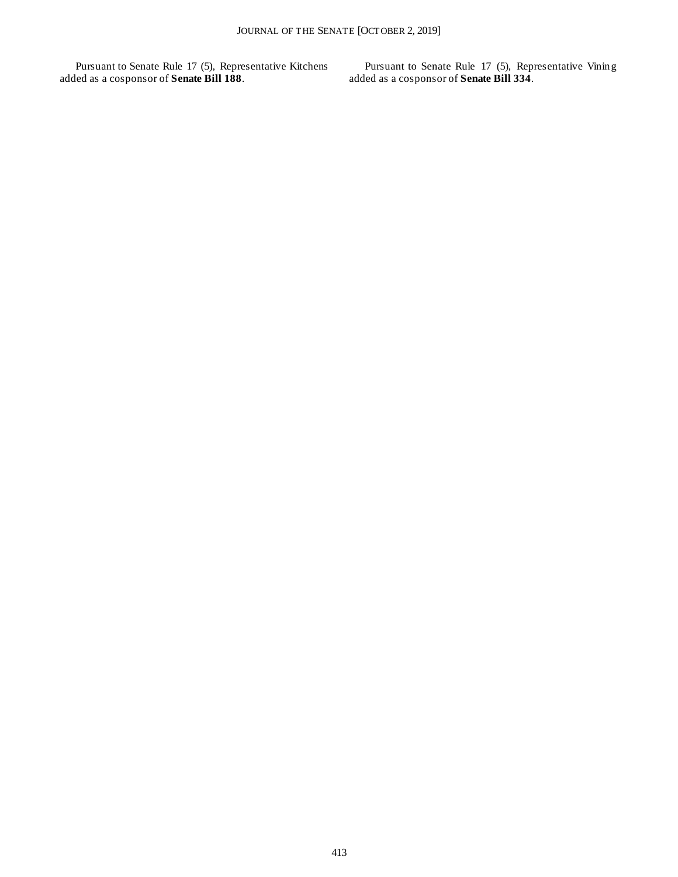Pursuant to Senate Rule 17 (5), Representative Kitchens added as a cosponsor of **Senate Bill 188**.

Pursuant to Senate Rule 17 (5), Representative Vining added as a cosponsor of **Senate Bill 334**.